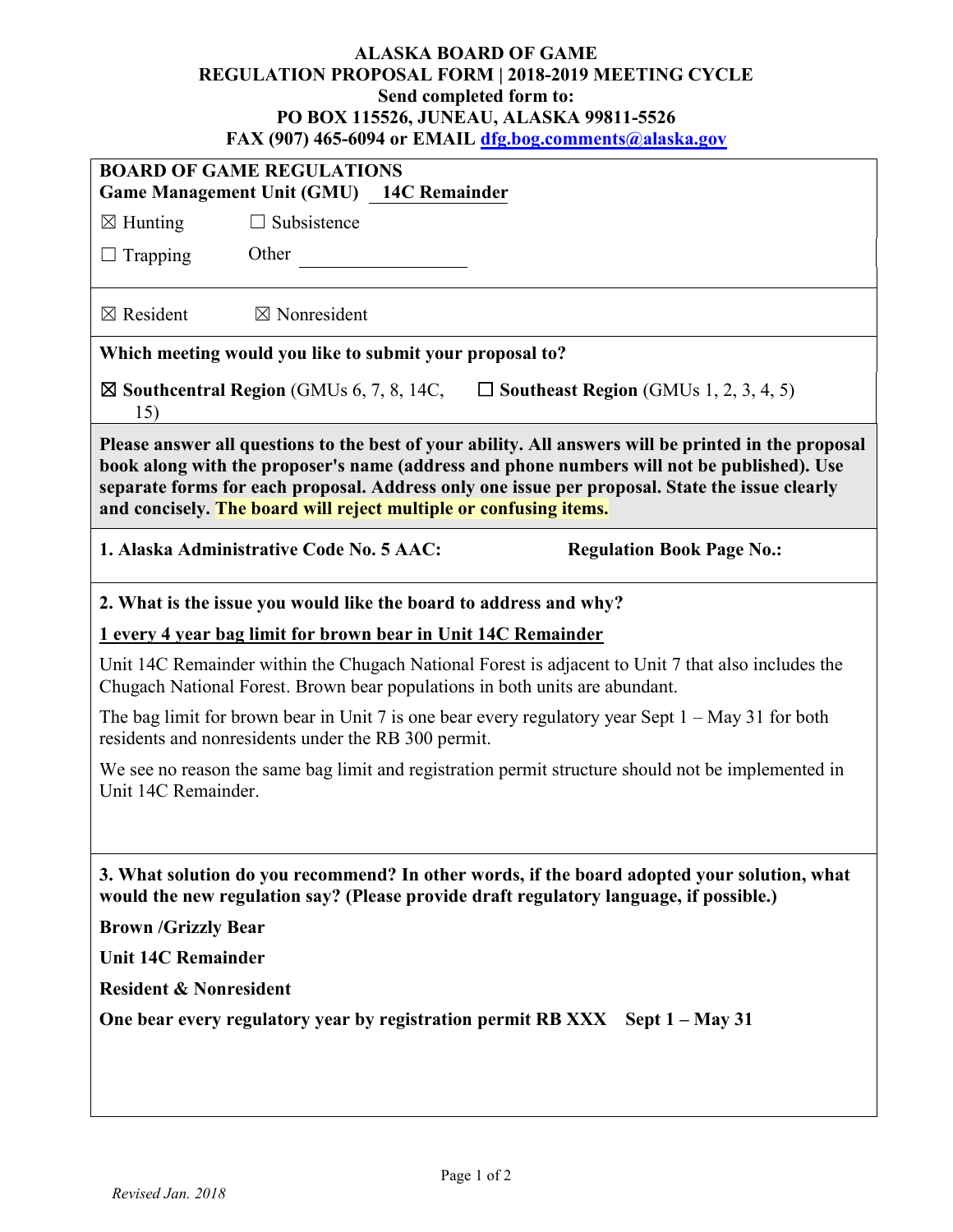# ALASKA BOARD OF GAME
## REGULATION PROPOSAL FORM | 2018-2019 MEETING CYCLE

**Send completed form to:**
**PO BOX 115526, JUNEAU, ALASKA 99811-5526**
**FAX (907) 465-6094 or EMAIL dfg.bog.comments@alaska.gov**

**BOARD OF GAME REGULATIONS**
**Game Management Unit (GMU)** **14C Remainder**

☒ Hunting ☐ Subsistence

☐ Trapping Other ________________

☒ Resident ☒ Nonresident

**Which meeting would you like to submit your proposal to?**

☒ **Southcentral Region** (GMUs 6, 7, 8, 14C, 15) ☐ **Southeast Region** (GMUs 1, 2, 3, 4, 5)

**Please answer all questions to the best of your ability. All answers will be printed in the proposal book along with the proposer's name (address and phone numbers will not be published). Use separate forms for each proposal. Address only one issue per proposal. State the issue clearly and concisely. The board will reject multiple or confusing items.**

**1. Alaska Administrative Code No. 5 AAC:** **Regulation Book Page No.:**

**2. What is the issue you would like the board to address and why?**

1 every 4 year bag limit for brown bear in Unit 14C Remainder

Unit 14C Remainder within the Chugach National Forest is adjacent to Unit 7 that also includes the Chugach National Forest. Brown bear populations in both units are abundant.

The bag limit for brown bear in Unit 7 is one bear every regulatory year Sept 1 – May 31 for both residents and nonresidents under the RB 300 permit.

We see no reason the same bag limit and registration permit structure should not be implemented in Unit 14C Remainder.

**3. What solution do you recommend? In other words, if the board adopted your solution, what would the new regulation say? (Please provide draft regulatory language, if possible.)**

**Brown /Grizzly Bear**

**Unit 14C Remainder**

**Resident & Nonresident**

**One bear every regulatory year by registration permit RB XXX Sept 1 – May 31**

*Revised Jan. 2018*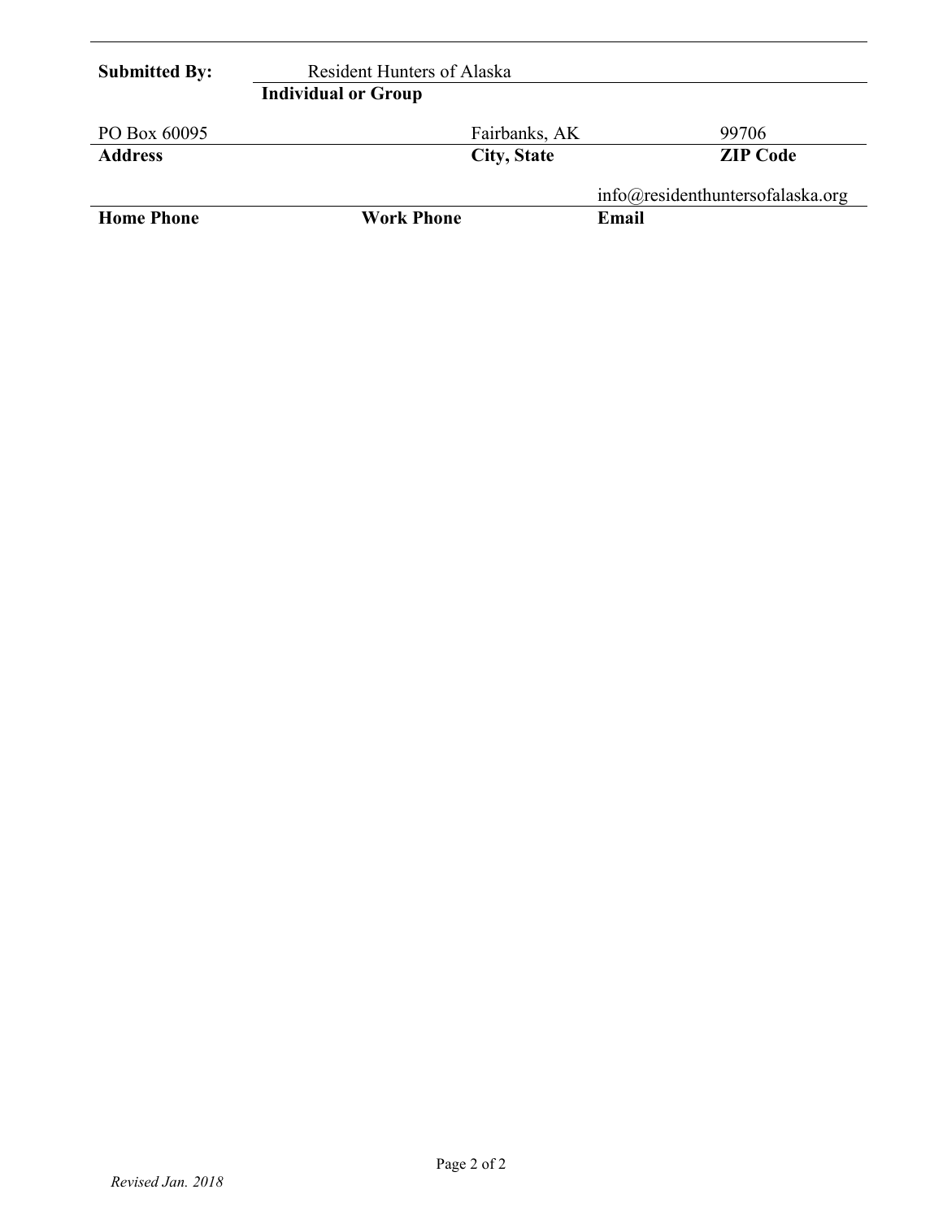**Submitted By:** Resident Hunters of Alaska

**Individual or Group**

| | | |
|---|---|---|
| PO Box 60095 | Fairbanks, AK | 99706 |
| **Address** | **City, State** | **ZIP Code** |
| | | info@residenthuntersofalaska.org |
| **Home Phone** | **Work Phone** | **Email** |

*Revised Jan. 2018*